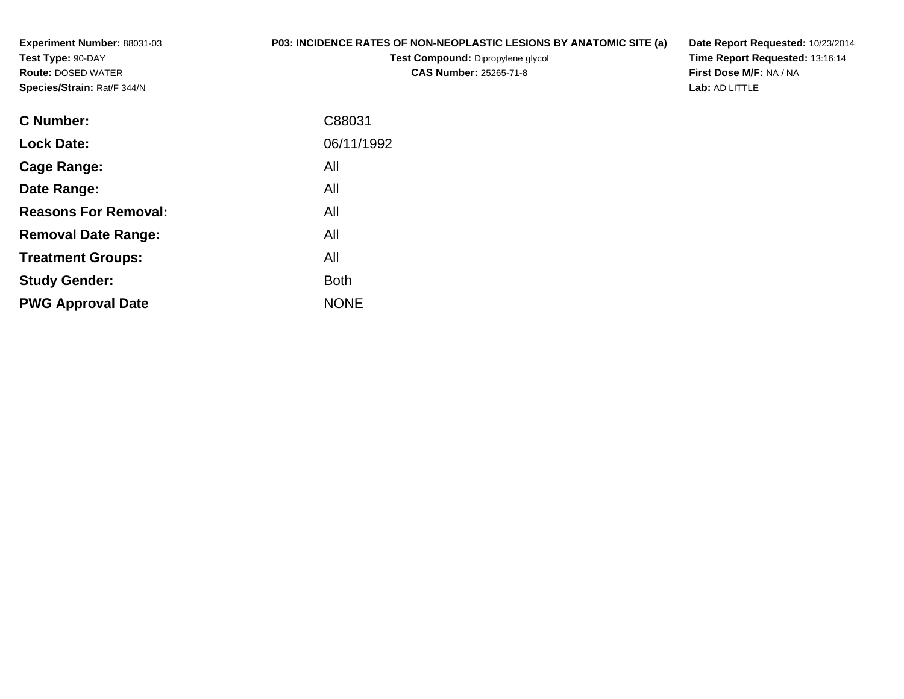**Experiment Number:** 88031-03
**Test Type:** 90-DAY
**Route:** DOSED WATER
**Species/Strain:** Rat/F 344/N

**P03: INCIDENCE RATES OF NON-NEOPLASTIC LESIONS BY ANATOMIC SITE (a)**
**Test Compound:** Dipropylene glycol
**CAS Number:** 25265-71-8

**Date Report Requested:** 10/23/2014
**Time Report Requested:** 13:16:14
**First Dose M/F:** NA / NA
**Lab:** AD LITTLE

| | |
|---|---|
| **C Number:** | C88031 |
| **Lock Date:** | 06/11/1992 |
| **Cage Range:** | All |
| **Date Range:** | All |
| **Reasons For Removal:** | All |
| **Removal Date Range:** | All |
| **Treatment Groups:** | All |
| **Study Gender:** | Both |
| **PWG Approval Date** | NONE |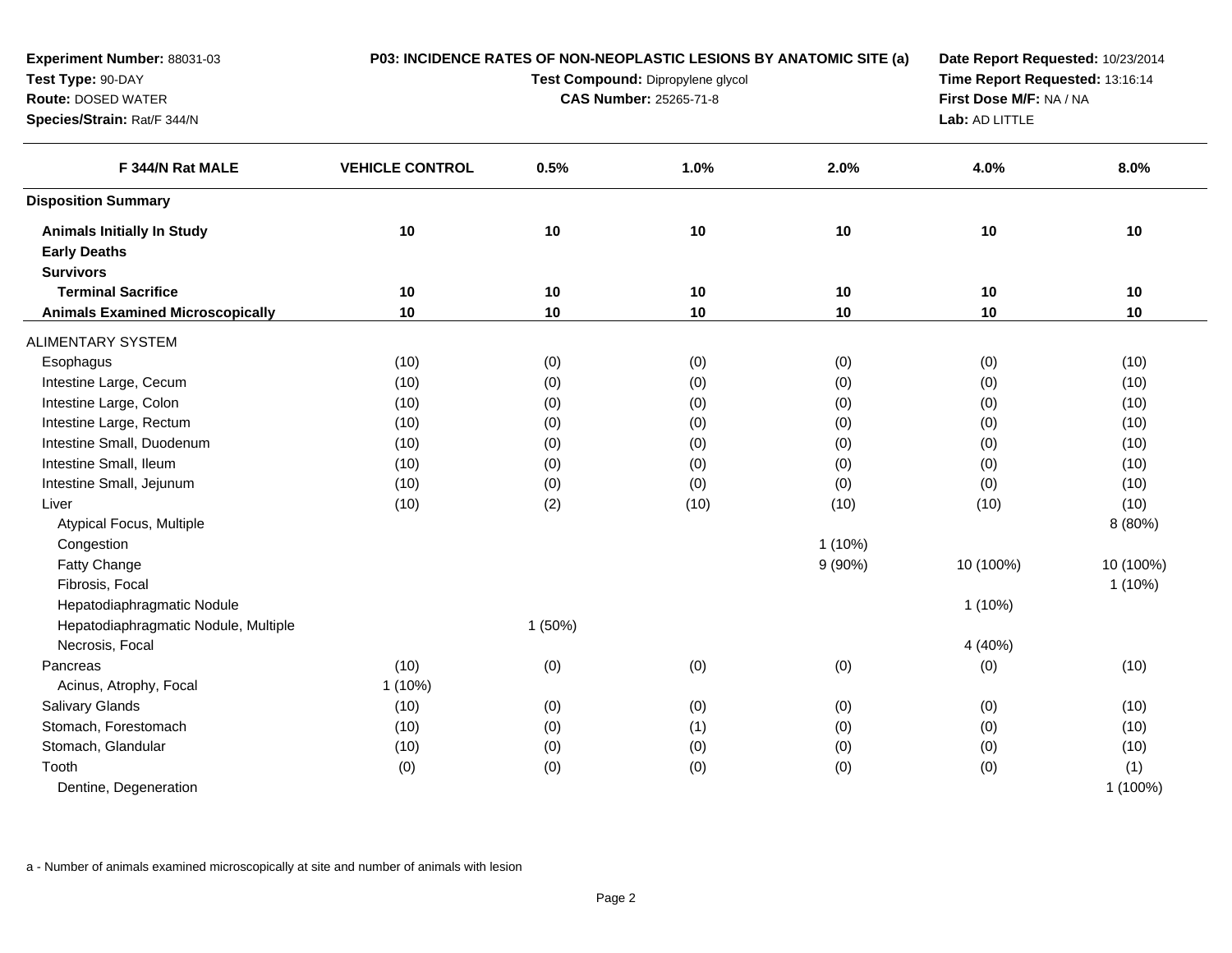**Experiment Number:** 88031-03
**Test Type:** 90-DAY
**Route:** DOSED WATER
**Species/Strain:** Rat/F 344/N

**P03: INCIDENCE RATES OF NON-NEOPLASTIC LESIONS BY ANATOMIC SITE (a)**
**Test Compound:** Dipropylene glycol
**CAS Number:** 25265-71-8

**Date Report Requested:** 10/23/2014
**Time Report Requested:** 13:16:14
**First Dose M/F:** NA / NA
**Lab:** AD LITTLE

| F 344/N Rat MALE | VEHICLE CONTROL | 0.5% | 1.0% | 2.0% | 4.0% | 8.0% |
|---|---|---|---|---|---|---|
| **Disposition Summary** | | | | | | |
| **Animals Initially In Study** | **10** | **10** | **10** | **10** | **10** | **10** |
| **Early Deaths** | | | | | | |
| **Survivors** | | | | | | |
| **Terminal Sacrifice** | **10** | **10** | **10** | **10** | **10** | **10** |
| **Animals Examined Microscopically** | **10** | **10** | **10** | **10** | **10** | **10** |
| ALIMENTARY SYSTEM | | | | | | |
| Esophagus | (10) | (0) | (0) | (0) | (0) | (10) |
| Intestine Large, Cecum | (10) | (0) | (0) | (0) | (0) | (10) |
| Intestine Large, Colon | (10) | (0) | (0) | (0) | (0) | (10) |
| Intestine Large, Rectum | (10) | (0) | (0) | (0) | (0) | (10) |
| Intestine Small, Duodenum | (10) | (0) | (0) | (0) | (0) | (10) |
| Intestine Small, Ileum | (10) | (0) | (0) | (0) | (0) | (10) |
| Intestine Small, Jejunum | (10) | (0) | (0) | (0) | (0) | (10) |
| Liver | (10) | (2) | (10) | (10) | (10) | (10) |
| Atypical Focus, Multiple | | | | | | 8 (80%) |
| Congestion | | | | 1 (10%) | | |
| Fatty Change | | | | 9 (90%) | 10 (100%) | 10 (100%) |
| Fibrosis, Focal | | | | | | 1 (10%) |
| Hepatodiaphragmatic Nodule | | | | | 1 (10%) | |
| Hepatodiaphragmatic Nodule, Multiple | | 1 (50%) | | | | |
| Necrosis, Focal | | | | | 4 (40%) | |
| Pancreas | (10) | (0) | (0) | (0) | (0) | (10) |
| Acinus, Atrophy, Focal | 1 (10%) | | | | | |
| Salivary Glands | (10) | (0) | (0) | (0) | (0) | (10) |
| Stomach, Forestomach | (10) | (0) | (1) | (0) | (0) | (10) |
| Stomach, Glandular | (10) | (0) | (0) | (0) | (0) | (10) |
| Tooth | (0) | (0) | (0) | (0) | (0) | (1) |
| Dentine, Degeneration | | | | | | 1 (100%) |

a - Number of animals examined microscopically at site and number of animals with lesion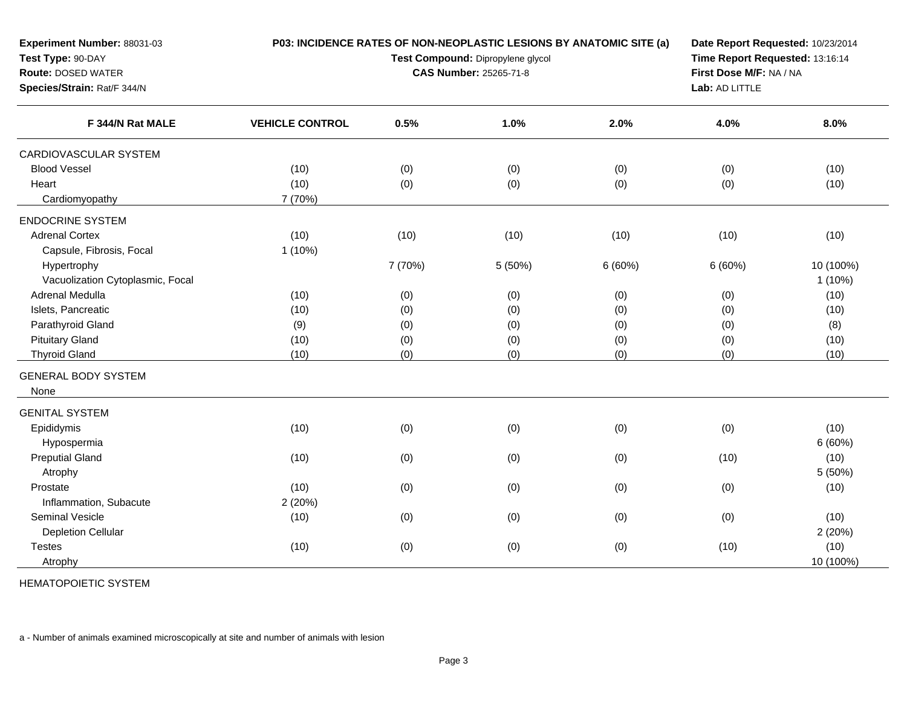**Experiment Number:** 88031-03
**Test Type:** 90-DAY
**Route:** DOSED WATER
**Species/Strain:** Rat/F 344/N

**P03: INCIDENCE RATES OF NON-NEOPLASTIC LESIONS BY ANATOMIC SITE (a)**
**Test Compound:** Dipropylene glycol
**CAS Number:** 25265-71-8

**Date Report Requested:** 10/23/2014
**Time Report Requested:** 13:16:14
**First Dose M/F:** NA / NA
**Lab:** AD LITTLE

| F 344/N Rat MALE | VEHICLE CONTROL | 0.5% | 1.0% | 2.0% | 4.0% | 8.0% |
|---|---|---|---|---|---|---|
| CARDIOVASCULAR SYSTEM | | | | | | |
| Blood Vessel | (10) | (0) | (0) | (0) | (0) | (10) |
| Heart | (10) | (0) | (0) | (0) | (0) | (10) |
| Cardiomyopathy | 7 (70%) | | | | | |
| ENDOCRINE SYSTEM | | | | | | |
| Adrenal Cortex | (10) | (10) | (10) | (10) | (10) | (10) |
| Capsule, Fibrosis, Focal | 1 (10%) | | | | | |
| Hypertrophy | | 7 (70%) | 5 (50%) | 6 (60%) | 6 (60%) | 10 (100%) |
| Vacuolization Cytoplasmic, Focal | | | | | | 1 (10%) |
| Adrenal Medulla | (10) | (0) | (0) | (0) | (0) | (10) |
| Islets, Pancreatic | (10) | (0) | (0) | (0) | (0) | (10) |
| Parathyroid Gland | (9) | (0) | (0) | (0) | (0) | (8) |
| Pituitary Gland | (10) | (0) | (0) | (0) | (0) | (10) |
| Thyroid Gland | (10) | (0) | (0) | (0) | (0) | (10) |
| GENERAL BODY SYSTEM | | | | | | |
| None | | | | | | |
| GENITAL SYSTEM | | | | | | |
| Epididymis | (10) | (0) | (0) | (0) | (0) | (10) |
| Hypospermia | | | | | | 6 (60%) |
| Preputial Gland | (10) | (0) | (0) | (0) | (10) | (10) |
| Atrophy | | | | | | 5 (50%) |
| Prostate | (10) | (0) | (0) | (0) | (0) | (10) |
| Inflammation, Subacute | 2 (20%) | | | | | |
| Seminal Vesicle | (10) | (0) | (0) | (0) | (0) | (10) |
| Depletion Cellular | | | | | | 2 (20%) |
| Testes | (10) | (0) | (0) | (0) | (10) | (10) |
| Atrophy | | | | | | 10 (100%) |
| HEMATOPOIETIC SYSTEM | | | | | | |

a - Number of animals examined microscopically at site and number of animals with lesion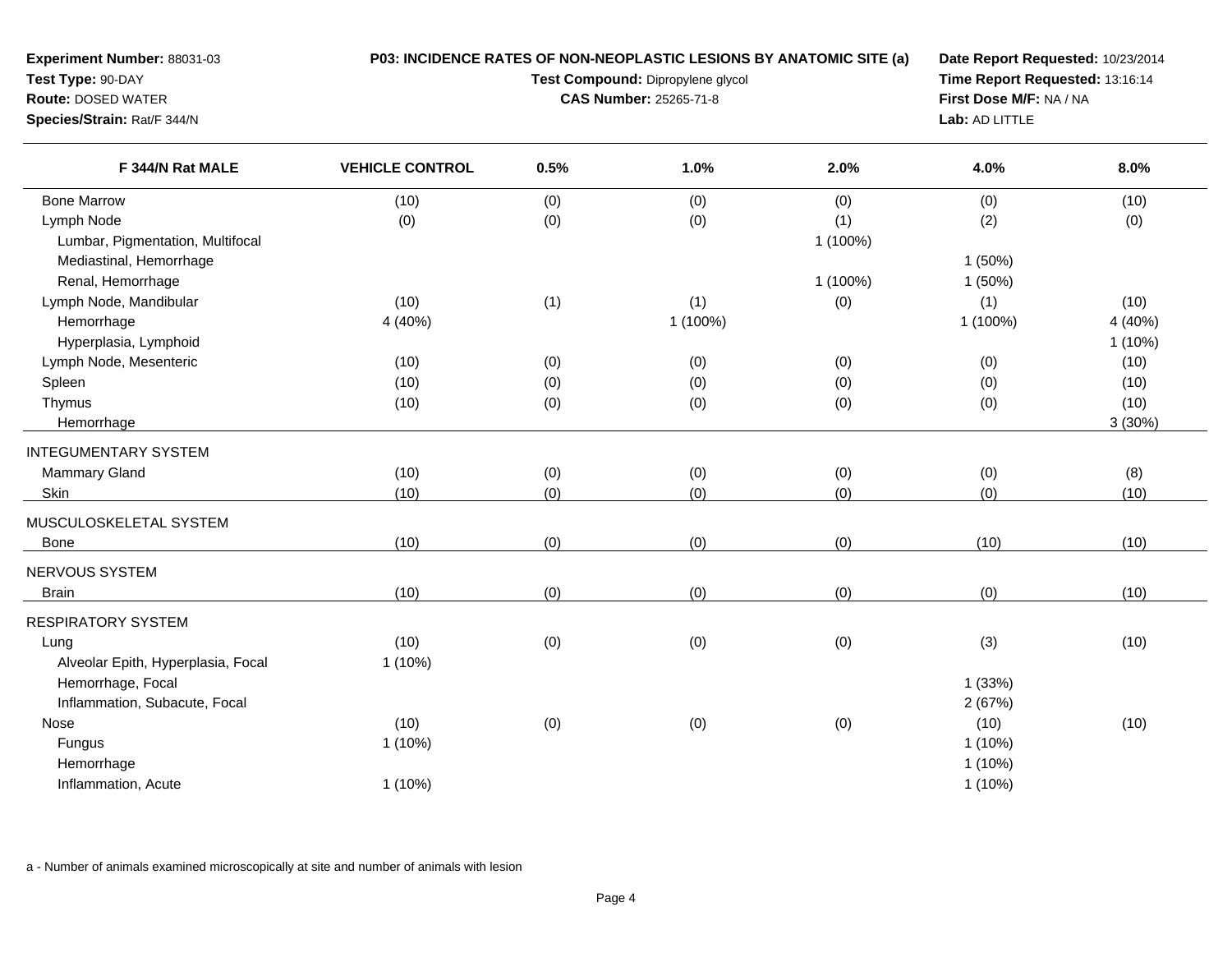**Experiment Number:** 88031-03
**Test Type:** 90-DAY
**Route:** DOSED WATER
**Species/Strain:** Rat/F 344/N

**P03: INCIDENCE RATES OF NON-NEOPLASTIC LESIONS BY ANATOMIC SITE (a)**
**Test Compound:** Dipropylene glycol
**CAS Number:** 25265-71-8

**Date Report Requested:** 10/23/2014
**Time Report Requested:** 13:16:14
**First Dose M/F:** NA / NA
**Lab:** AD LITTLE

| F 344/N Rat MALE | VEHICLE CONTROL | 0.5% | 1.0% | 2.0% | 4.0% | 8.0% |
|---|---|---|---|---|---|---|
| Bone Marrow | (10) | (0) | (0) | (0) | (0) | (10) |
| Lymph Node | (0) | (0) | (0) | (1) | (2) | (0) |
| Lumbar, Pigmentation, Multifocal | | | | 1 (100%) | | |
| Mediastinal, Hemorrhage | | | | | 1 (50%) | |
| Renal, Hemorrhage | | | | 1 (100%) | 1 (50%) | |
| Lymph Node, Mandibular | (10) | (1) | (1) | (0) | (1) | (10) |
| Hemorrhage | 4 (40%) | | 1 (100%) | | 1 (100%) | 4 (40%) |
| Hyperplasia, Lymphoid | | | | | | 1 (10%) |
| Lymph Node, Mesenteric | (10) | (0) | (0) | (0) | (0) | (10) |
| Spleen | (10) | (0) | (0) | (0) | (0) | (10) |
| Thymus | (10) | (0) | (0) | (0) | (0) | (10) |
| Hemorrhage | | | | | | 3 (30%) |
| INTEGUMENTARY SYSTEM | | | | | | |
| Mammary Gland | (10) | (0) | (0) | (0) | (0) | (8) |
| Skin | (10) | (0) | (0) | (0) | (0) | (10) |
| MUSCULOSKELETAL SYSTEM | | | | | | |
| Bone | (10) | (0) | (0) | (0) | (10) | (10) |
| NERVOUS SYSTEM | | | | | | |
| Brain | (10) | (0) | (0) | (0) | (0) | (10) |
| RESPIRATORY SYSTEM | | | | | | |
| Lung | (10) | (0) | (0) | (0) | (3) | (10) |
| Alveolar Epith, Hyperplasia, Focal | 1 (10%) | | | | | |
| Hemorrhage, Focal | | | | | 1 (33%) | |
| Inflammation, Subacute, Focal | | | | | 2 (67%) | |
| Nose | (10) | (0) | (0) | (0) | (10) | (10) |
| Fungus | 1 (10%) | | | | 1 (10%) | |
| Hemorrhage | | | | | 1 (10%) | |
| Inflammation, Acute | 1 (10%) | | | | 1 (10%) | |

a - Number of animals examined microscopically at site and number of animals with lesion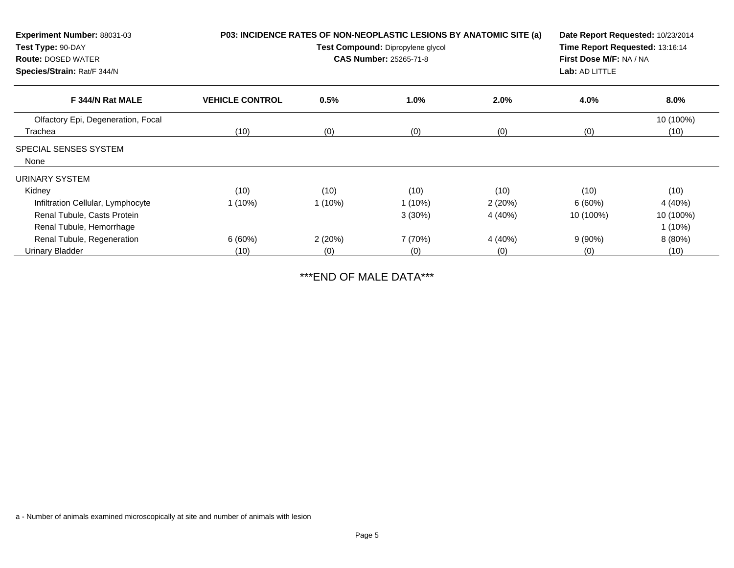**Experiment Number:** 88031-03
**Test Type:** 90-DAY
**Route:** DOSED WATER
**Species/Strain:** Rat/F 344/N

**P03: INCIDENCE RATES OF NON-NEOPLASTIC LESIONS BY ANATOMIC SITE (a)**
**Test Compound:** Dipropylene glycol
**CAS Number:** 25265-71-8

**Date Report Requested:** 10/23/2014
**Time Report Requested:** 13:16:14
**First Dose M/F:** NA / NA
**Lab:** AD LITTLE

| F 344/N Rat MALE | VEHICLE CONTROL | 0.5% | 1.0% | 2.0% | 4.0% | 8.0% |
|---|---|---|---|---|---|---|
| Olfactory Epi, Degeneration, Focal | | | | | | 10 (100%) |
| Trachea | (10) | (0) | (0) | (0) | (0) | (10) |
| SPECIAL SENSES SYSTEM | | | | | | |
| None | | | | | | |
| URINARY SYSTEM | | | | | | |
| Kidney | (10) | (10) | (10) | (10) | (10) | (10) |
| Infiltration Cellular, Lymphocyte | 1 (10%) | 1 (10%) | 1 (10%) | 2 (20%) | 6 (60%) | 4 (40%) |
| Renal Tubule, Casts Protein | | | 3 (30%) | 4 (40%) | 10 (100%) | 10 (100%) |
| Renal Tubule, Hemorrhage | | | | | | 1 (10%) |
| Renal Tubule, Regeneration | 6 (60%) | 2 (20%) | 7 (70%) | 4 (40%) | 9 (90%) | 8 (80%) |
| Urinary Bladder | (10) | (0) | (0) | (0) | (0) | (10) |

***END OF MALE DATA***

a - Number of animals examined microscopically at site and number of animals with lesion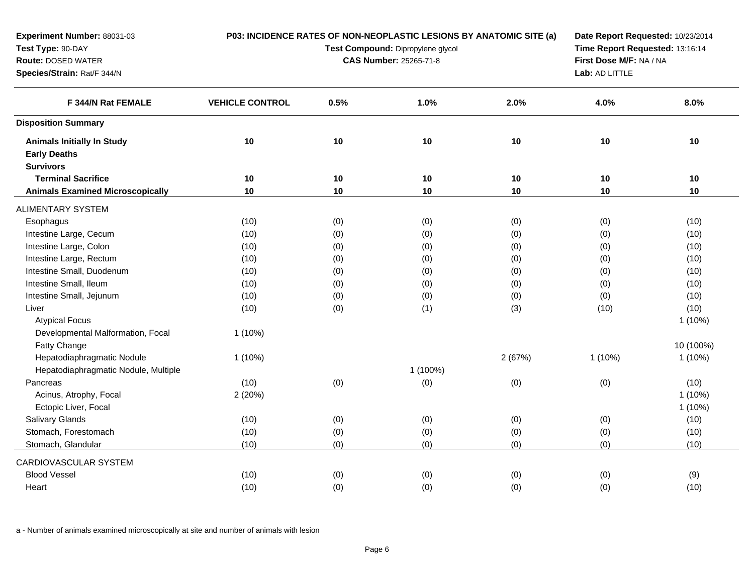**Experiment Number:** 88031-03
**Test Type:** 90-DAY
**Route:** DOSED WATER
**Species/Strain:** Rat/F 344/N

**P03: INCIDENCE RATES OF NON-NEOPLASTIC LESIONS BY ANATOMIC SITE (a)**
**Test Compound:** Dipropylene glycol
**CAS Number:** 25265-71-8

**Date Report Requested:** 10/23/2014
**Time Report Requested:** 13:16:14
**First Dose M/F:** NA / NA
**Lab:** AD LITTLE

| F 344/N Rat FEMALE | VEHICLE CONTROL | 0.5% | 1.0% | 2.0% | 4.0% | 8.0% |
|---|---|---|---|---|---|---|
| **Disposition Summary** | | | | | | |
| **Animals Initially In Study** | **10** | **10** | **10** | **10** | **10** | **10** |
| **Early Deaths** | | | | | | |
| **Survivors** | | | | | | |
| **Terminal Sacrifice** | **10** | **10** | **10** | **10** | **10** | **10** |
| **Animals Examined Microscopically** | **10** | **10** | **10** | **10** | **10** | **10** |
| ALIMENTARY SYSTEM | | | | | | |
| Esophagus | (10) | (0) | (0) | (0) | (0) | (10) |
| Intestine Large, Cecum | (10) | (0) | (0) | (0) | (0) | (10) |
| Intestine Large, Colon | (10) | (0) | (0) | (0) | (0) | (10) |
| Intestine Large, Rectum | (10) | (0) | (0) | (0) | (0) | (10) |
| Intestine Small, Duodenum | (10) | (0) | (0) | (0) | (0) | (10) |
| Intestine Small, Ileum | (10) | (0) | (0) | (0) | (0) | (10) |
| Intestine Small, Jejunum | (10) | (0) | (0) | (0) | (0) | (10) |
| Liver | (10) | (0) | (1) | (3) | (10) | (10) |
| Atypical Focus | | | | | | 1 (10%) |
| Developmental Malformation, Focal | 1 (10%) | | | | | |
| Fatty Change | | | | | | 10 (100%) |
| Hepatodiaphragmatic Nodule | 1 (10%) | | | 2 (67%) | 1 (10%) | 1 (10%) |
| Hepatodiaphragmatic Nodule, Multiple | | | 1 (100%) | | | |
| Pancreas | (10) | (0) | (0) | (0) | (0) | (10) |
| Acinus, Atrophy, Focal | 2 (20%) | | | | | 1 (10%) |
| Ectopic Liver, Focal | | | | | | 1 (10%) |
| Salivary Glands | (10) | (0) | (0) | (0) | (0) | (10) |
| Stomach, Forestomach | (10) | (0) | (0) | (0) | (0) | (10) |
| Stomach, Glandular | (10) | (0) | (0) | (0) | (0) | (10) |
| CARDIOVASCULAR SYSTEM | | | | | | |
| Blood Vessel | (10) | (0) | (0) | (0) | (0) | (9) |
| Heart | (10) | (0) | (0) | (0) | (0) | (10) |

a - Number of animals examined microscopically at site and number of animals with lesion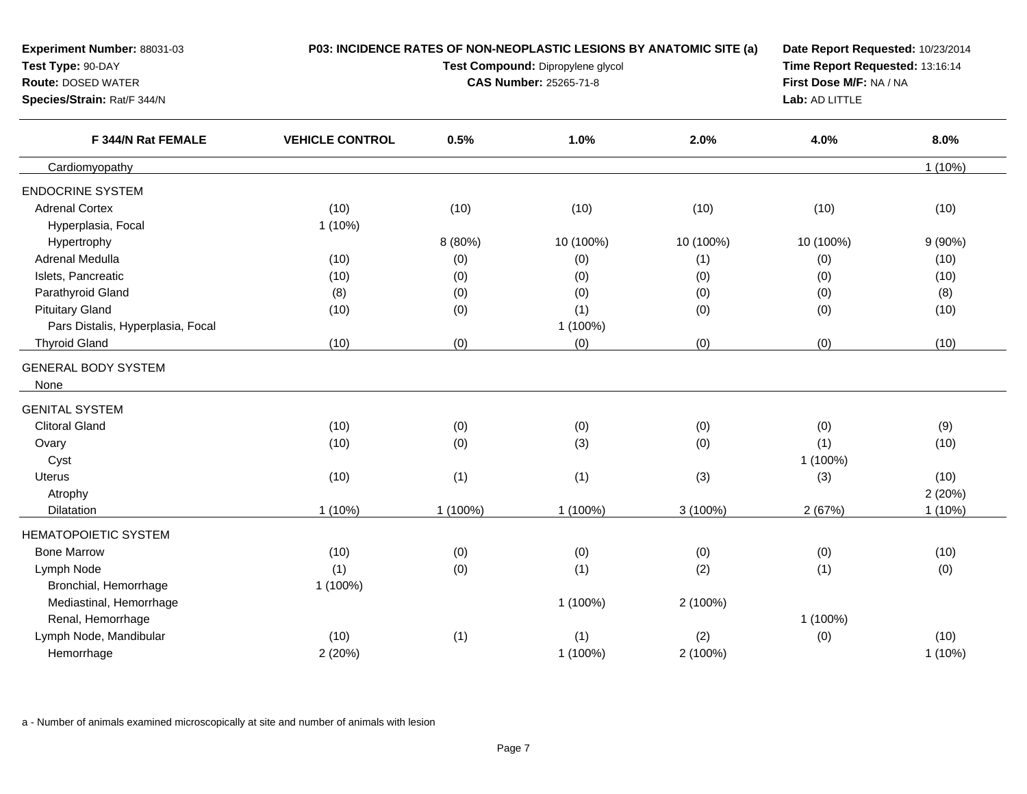**Experiment Number:** 88031-03
**Test Type:** 90-DAY
**Route:** DOSED WATER
**Species/Strain:** Rat/F 344/N

**P03: INCIDENCE RATES OF NON-NEOPLASTIC LESIONS BY ANATOMIC SITE (a)**
**Test Compound:** Dipropylene glycol
**CAS Number:** 25265-71-8

**Date Report Requested:** 10/23/2014
**Time Report Requested:** 13:16:14
**First Dose M/F:** NA / NA
**Lab:** AD LITTLE

| F 344/N Rat FEMALE | VEHICLE CONTROL | 0.5% | 1.0% | 2.0% | 4.0% | 8.0% |
|---|---|---|---|---|---|---|
| Cardiomyopathy | | | | | | 1 (10%) |
| ENDOCRINE SYSTEM | | | | | | |
| Adrenal Cortex | (10) | (10) | (10) | (10) | (10) | (10) |
| Hyperplasia, Focal | 1 (10%) | | | | | |
| Hypertrophy | | 8 (80%) | 10 (100%) | 10 (100%) | 10 (100%) | 9 (90%) |
| Adrenal Medulla | (10) | (0) | (0) | (1) | (0) | (10) |
| Islets, Pancreatic | (10) | (0) | (0) | (0) | (0) | (10) |
| Parathyroid Gland | (8) | (0) | (0) | (0) | (0) | (8) |
| Pituitary Gland | (10) | (0) | (1) | (0) | (0) | (10) |
| Pars Distalis, Hyperplasia, Focal | | | 1 (100%) | | | |
| Thyroid Gland | (10) | (0) | (0) | (0) | (0) | (10) |
| GENERAL BODY SYSTEM | | | | | | |
| None | | | | | | |
| GENITAL SYSTEM | | | | | | |
| Clitoral Gland | (10) | (0) | (0) | (0) | (0) | (9) |
| Ovary | (10) | (0) | (3) | (0) | (1) | (10) |
| Cyst | | | | | 1 (100%) | |
| Uterus | (10) | (1) | (1) | (3) | (3) | (10) |
| Atrophy | | | | | | 2 (20%) |
| Dilatation | 1 (10%) | 1 (100%) | 1 (100%) | 3 (100%) | 2 (67%) | 1 (10%) |
| HEMATOPOIETIC SYSTEM | | | | | | |
| Bone Marrow | (10) | (0) | (0) | (0) | (0) | (10) |
| Lymph Node | (1) | (0) | (1) | (2) | (1) | (0) |
| Bronchial, Hemorrhage | 1 (100%) | | | | | |
| Mediastinal, Hemorrhage | | | 1 (100%) | 2 (100%) | | |
| Renal, Hemorrhage | | | | | 1 (100%) | |
| Lymph Node, Mandibular | (10) | (1) | (1) | (2) | (0) | (10) |
| Hemorrhage | 2 (20%) | | 1 (100%) | 2 (100%) | | 1 (10%) |

a - Number of animals examined microscopically at site and number of animals with lesion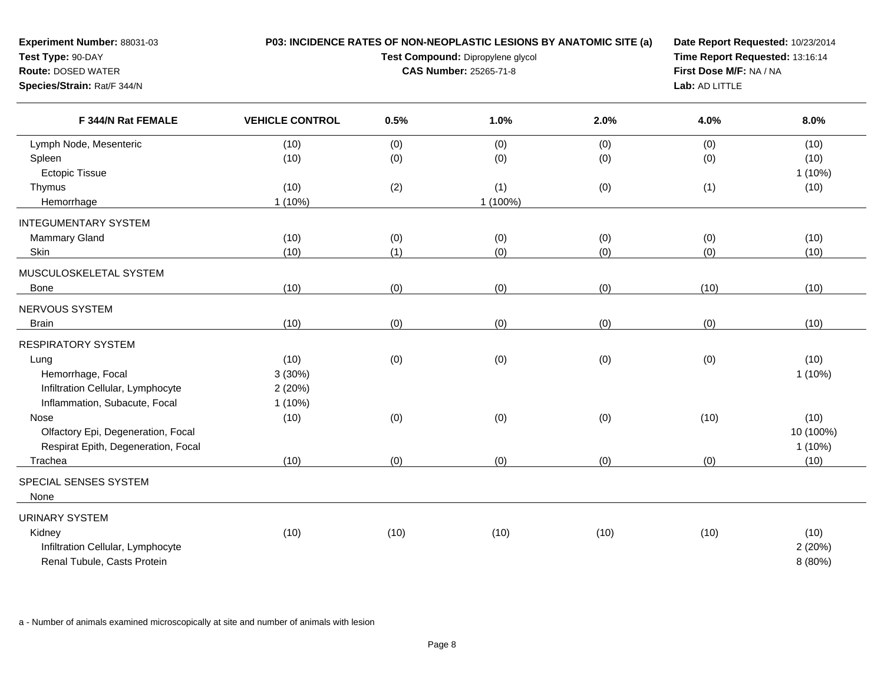**Experiment Number:** 88031-03
**Test Type:** 90-DAY
**Route:** DOSED WATER
**Species/Strain:** Rat/F 344/N

**P03: INCIDENCE RATES OF NON-NEOPLASTIC LESIONS BY ANATOMIC SITE (a)**
**Test Compound:** Dipropylene glycol
**CAS Number:** 25265-71-8

**Date Report Requested:** 10/23/2014
**Time Report Requested:** 13:16:14
**First Dose M/F:** NA / NA
**Lab:** AD LITTLE

| F 344/N Rat FEMALE | VEHICLE CONTROL | 0.5% | 1.0% | 2.0% | 4.0% | 8.0% |
|---|---|---|---|---|---|---|
| Lymph Node, Mesenteric | (10) | (0) | (0) | (0) | (0) | (10) |
| Spleen | (10) | (0) | (0) | (0) | (0) | (10) |
| Ectopic Tissue | | | | | | 1 (10%) |
| Thymus | (10) | (2) | (1) | (0) | (1) | (10) |
| Hemorrhage | 1 (10%) | | 1 (100%) | | | |
| INTEGUMENTARY SYSTEM | | | | | | |
| Mammary Gland | (10) | (0) | (0) | (0) | (0) | (10) |
| Skin | (10) | (1) | (0) | (0) | (0) | (10) |
| MUSCULOSKELETAL SYSTEM | | | | | | |
| Bone | (10) | (0) | (0) | (0) | (10) | (10) |
| NERVOUS SYSTEM | | | | | | |
| Brain | (10) | (0) | (0) | (0) | (0) | (10) |
| RESPIRATORY SYSTEM | | | | | | |
| Lung | (10) | (0) | (0) | (0) | (0) | (10) |
| Hemorrhage, Focal | 3 (30%) | | | | | 1 (10%) |
| Infiltration Cellular, Lymphocyte | 2 (20%) | | | | | |
| Inflammation, Subacute, Focal | 1 (10%) | | | | | |
| Nose | (10) | (0) | (0) | (0) | (10) | (10) |
| Olfactory Epi, Degeneration, Focal | | | | | | 10 (100%) |
| Respirat Epith, Degeneration, Focal | | | | | | 1 (10%) |
| Trachea | (10) | (0) | (0) | (0) | (0) | (10) |
| SPECIAL SENSES SYSTEM | | | | | | |
| None | | | | | | |
| URINARY SYSTEM | | | | | | |
| Kidney | (10) | (10) | (10) | (10) | (10) | (10) |
| Infiltration Cellular, Lymphocyte | | | | | | 2 (20%) |
| Renal Tubule, Casts Protein | | | | | | 8 (80%) |

a - Number of animals examined microscopically at site and number of animals with lesion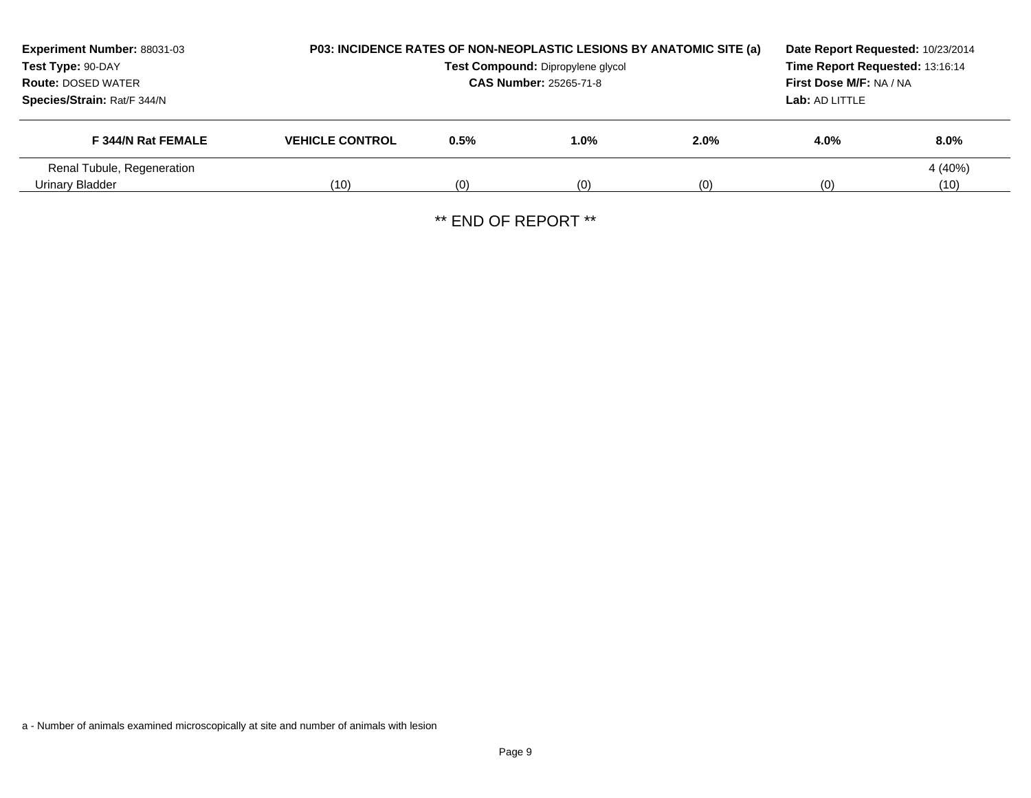**Experiment Number:** 88031-03
**Test Type:** 90-DAY
**Route:** DOSED WATER
**Species/Strain:** Rat/F 344/N

**P03: INCIDENCE RATES OF NON-NEOPLASTIC LESIONS BY ANATOMIC SITE (a)**
**Test Compound:** Dipropylene glycol
**CAS Number:** 25265-71-8

**Date Report Requested:** 10/23/2014
**Time Report Requested:** 13:16:14
**First Dose M/F:** NA / NA
**Lab:** AD LITTLE

| F 344/N Rat FEMALE | VEHICLE CONTROL | 0.5% | 1.0% | 2.0% | 4.0% | 8.0% |
|---|---|---|---|---|---|---|
| Renal Tubule, Regeneration | | | | | | 4 (40%) |
| Urinary Bladder | (10) | (0) | (0) | (0) | (0) | (10) |

** END OF REPORT **

a - Number of animals examined microscopically at site and number of animals with lesion